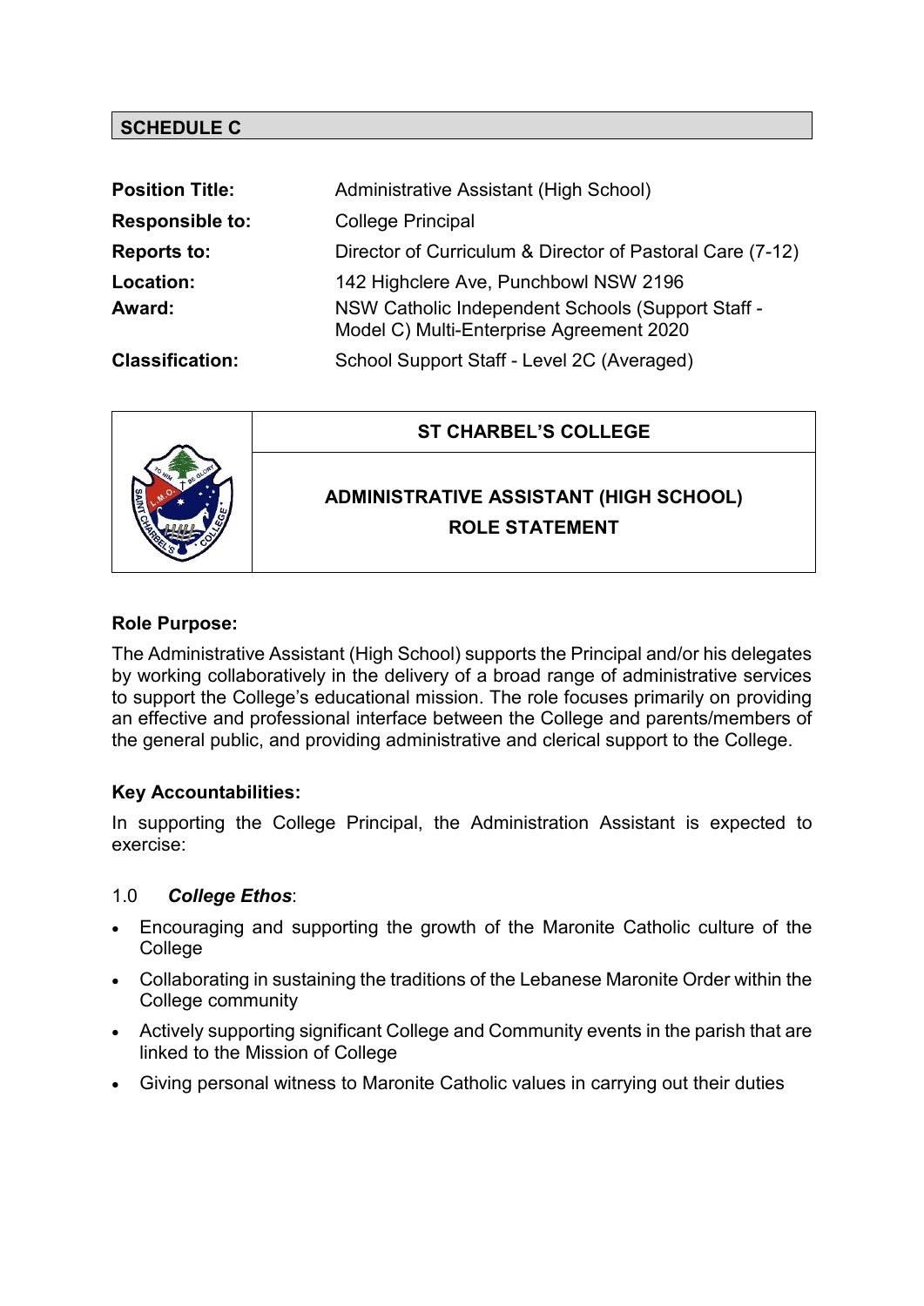## SCHEDULE C

| | |
|---|---|
| **Position Title:** | Administrative Assistant (High School) |
| **Responsible to:** | College Principal |
| **Reports to:** | Director of Curriculum & Director of Pastoral Care (7-12) |
| **Location:** | 142 Highclere Ave, Punchbowl NSW 2196 |
| **Award:** | NSW Catholic Independent Schools (Support Staff - Model C) Multi-Enterprise Agreement 2020 |
| **Classification:** | School Support Staff - Level 2C (Averaged) |

# ST CHARBEL'S COLLEGE

## ADMINISTRATIVE ASSISTANT (HIGH SCHOOL) ROLE STATEMENT

### Role Purpose:

The Administrative Assistant (High School) supports the Principal and/or his delegates by working collaboratively in the delivery of a broad range of administrative services to support the College's educational mission. The role focuses primarily on providing an effective and professional interface between the College and parents/members of the general public, and providing administrative and clerical support to the College.

### Key Accountabilities:

In supporting the College Principal, the Administration Assistant is expected to exercise:

1.0 ***College Ethos***:

- Encouraging and supporting the growth of the Maronite Catholic culture of the College
- Collaborating in sustaining the traditions of the Lebanese Maronite Order within the College community
- Actively supporting significant College and Community events in the parish that are linked to the Mission of College
- Giving personal witness to Maronite Catholic values in carrying out their duties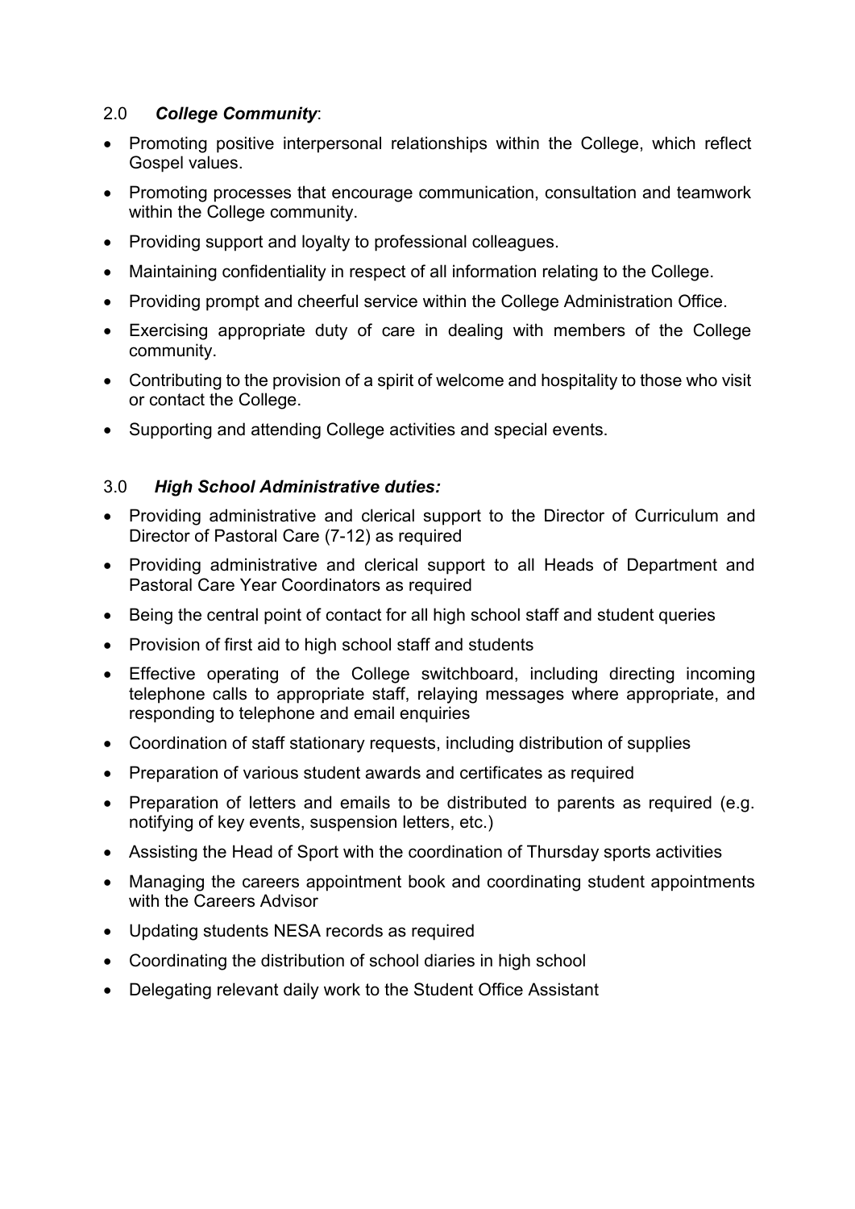## 2.0 *College Community*:

- Promoting positive interpersonal relationships within the College, which reflect Gospel values.
- Promoting processes that encourage communication, consultation and teamwork within the College community.
- Providing support and loyalty to professional colleagues.
- Maintaining confidentiality in respect of all information relating to the College.
- Providing prompt and cheerful service within the College Administration Office.
- Exercising appropriate duty of care in dealing with members of the College community.
- Contributing to the provision of a spirit of welcome and hospitality to those who visit or contact the College.
- Supporting and attending College activities and special events.

## 3.0 *High School Administrative duties:*

- Providing administrative and clerical support to the Director of Curriculum and Director of Pastoral Care (7-12) as required
- Providing administrative and clerical support to all Heads of Department and Pastoral Care Year Coordinators as required
- Being the central point of contact for all high school staff and student queries
- Provision of first aid to high school staff and students
- Effective operating of the College switchboard, including directing incoming telephone calls to appropriate staff, relaying messages where appropriate, and responding to telephone and email enquiries
- Coordination of staff stationary requests, including distribution of supplies
- Preparation of various student awards and certificates as required
- Preparation of letters and emails to be distributed to parents as required (e.g. notifying of key events, suspension letters, etc.)
- Assisting the Head of Sport with the coordination of Thursday sports activities
- Managing the careers appointment book and coordinating student appointments with the Careers Advisor
- Updating students NESA records as required
- Coordinating the distribution of school diaries in high school
- Delegating relevant daily work to the Student Office Assistant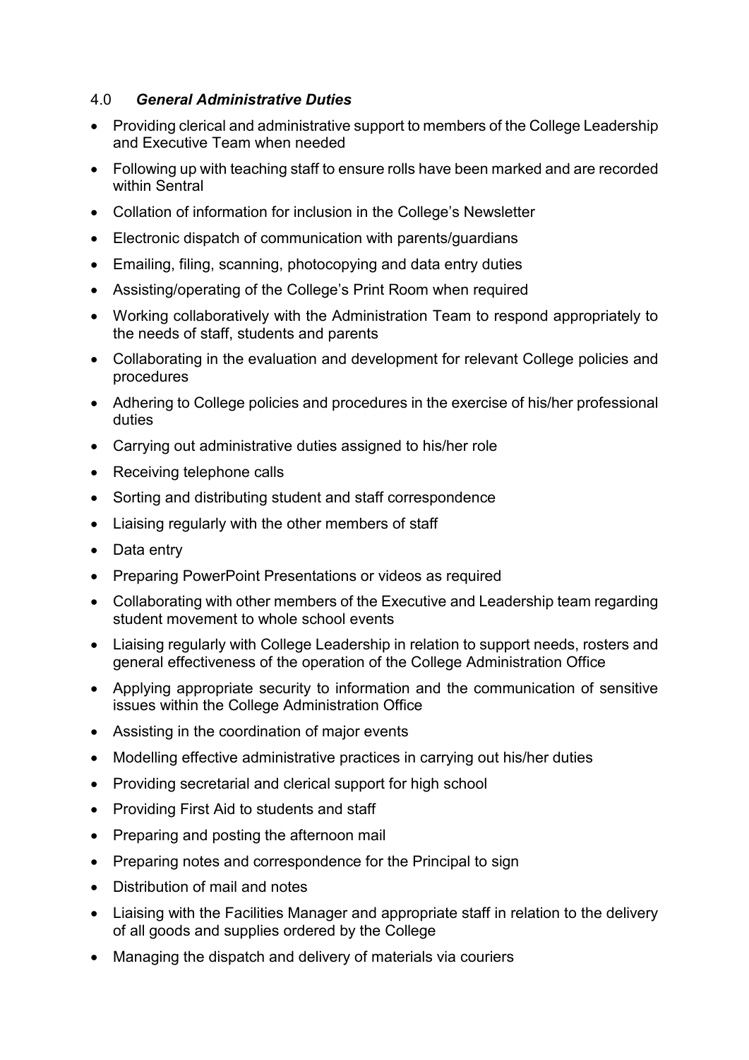## 4.0 *General Administrative Duties*

- Providing clerical and administrative support to members of the College Leadership and Executive Team when needed
- Following up with teaching staff to ensure rolls have been marked and are recorded within Sentral
- Collation of information for inclusion in the College's Newsletter
- Electronic dispatch of communication with parents/guardians
- Emailing, filing, scanning, photocopying and data entry duties
- Assisting/operating of the College's Print Room when required
- Working collaboratively with the Administration Team to respond appropriately to the needs of staff, students and parents
- Collaborating in the evaluation and development for relevant College policies and procedures
- Adhering to College policies and procedures in the exercise of his/her professional duties
- Carrying out administrative duties assigned to his/her role
- Receiving telephone calls
- Sorting and distributing student and staff correspondence
- Liaising regularly with the other members of staff
- Data entry
- Preparing PowerPoint Presentations or videos as required
- Collaborating with other members of the Executive and Leadership team regarding student movement to whole school events
- Liaising regularly with College Leadership in relation to support needs, rosters and general effectiveness of the operation of the College Administration Office
- Applying appropriate security to information and the communication of sensitive issues within the College Administration Office
- Assisting in the coordination of major events
- Modelling effective administrative practices in carrying out his/her duties
- Providing secretarial and clerical support for high school
- Providing First Aid to students and staff
- Preparing and posting the afternoon mail
- Preparing notes and correspondence for the Principal to sign
- Distribution of mail and notes
- Liaising with the Facilities Manager and appropriate staff in relation to the delivery of all goods and supplies ordered by the College
- Managing the dispatch and delivery of materials via couriers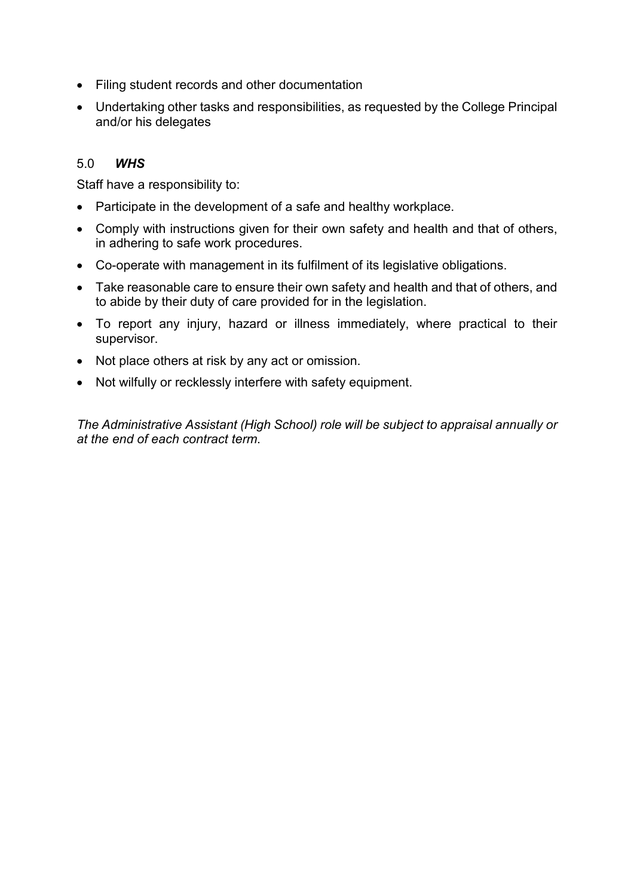- Filing student records and other documentation
- Undertaking other tasks and responsibilities, as requested by the College Principal and/or his delegates

## 5.0 ***WHS***

Staff have a responsibility to:

- Participate in the development of a safe and healthy workplace.
- Comply with instructions given for their own safety and health and that of others, in adhering to safe work procedures.
- Co-operate with management in its fulfilment of its legislative obligations.
- Take reasonable care to ensure their own safety and health and that of others, and to abide by their duty of care provided for in the legislation.
- To report any injury, hazard or illness immediately, where practical to their supervisor.
- Not place others at risk by any act or omission.
- Not wilfully or recklessly interfere with safety equipment.

*The Administrative Assistant (High School) role will be subject to appraisal annually or at the end of each contract term.*